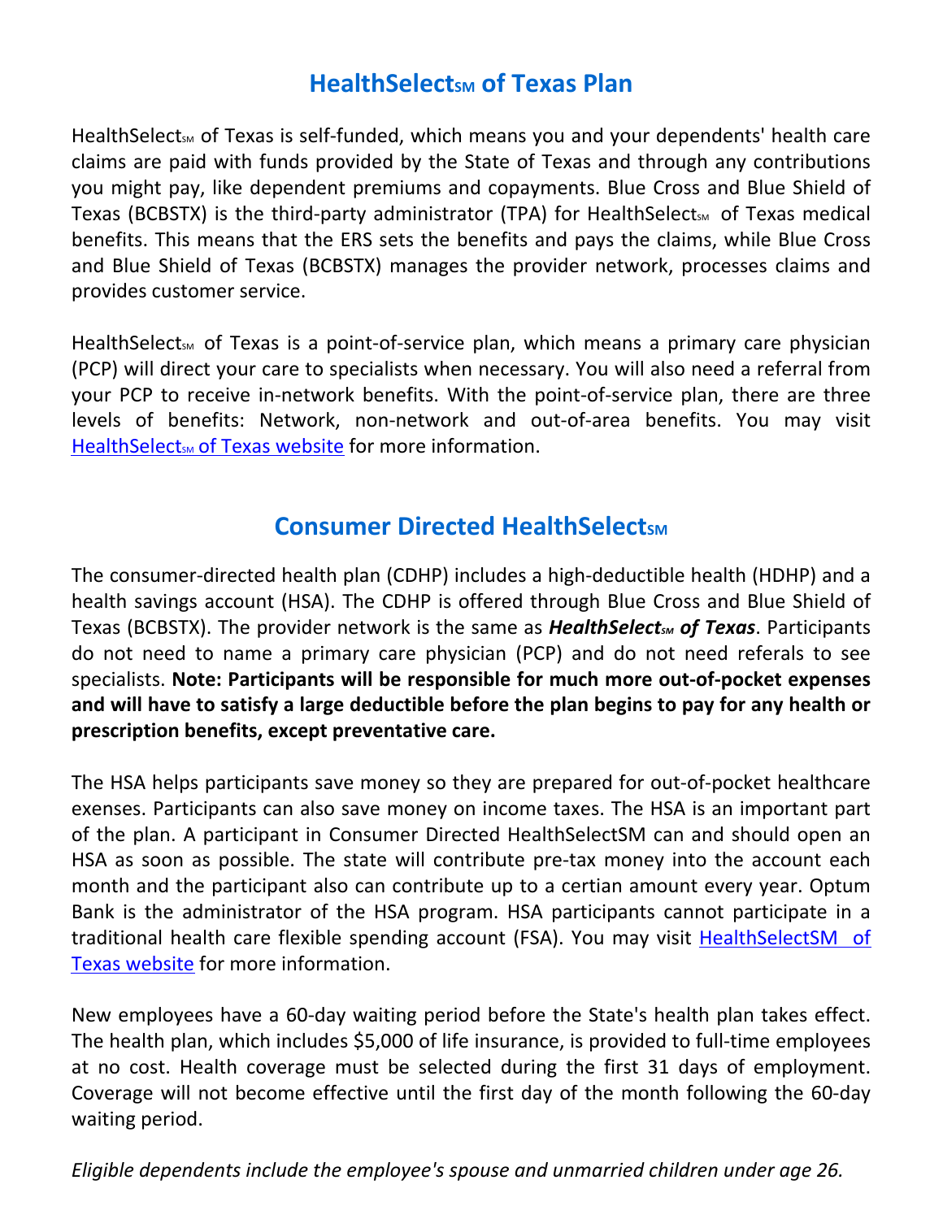## HealthSelectSM of Texas Plan

HealthSelectSM of Texas is self-funded, which means you and your dependents' health care claims are paid with funds provided by the State of Texas and through any contributions you might pay, like dependent premiums and copayments. Blue Cross and Blue Shield of Texas (BCBSTX) is the third-party administrator (TPA) for HealthSelectSM of Texas medical benefits. This means that the ERS sets the benefits and pays the claims, while Blue Cross and Blue Shield of Texas (BCBSTX) manages the provider network, processes claims and provides customer service.

HealthSelectSM of Texas is a point-of-service plan, which means a primary care physician (PCP) will direct your care to specialists when necessary. You will also need a referral from your PCP to receive in-network benefits. With the point-of-service plan, there are three levels of benefits: Network, non-network and out-of-area benefits. You may visit [HealthSelectSM of Texas website]() for more information.

## Consumer Directed HealthSelectSM

The consumer-directed health plan (CDHP) includes a high-deductible health (HDHP) and a health savings account (HSA). The CDHP is offered through Blue Cross and Blue Shield of Texas (BCBSTX). The provider network is the same as ***HealthSelectSM of Texas***. Participants do not need to name a primary care physician (PCP) and do not need referals to see specialists. **Note: Participants will be responsible for much more out-of-pocket expenses and will have to satisfy a large deductible before the plan begins to pay for any health or prescription benefits, except preventative care.**

The HSA helps participants save money so they are prepared for out-of-pocket healthcare exenses. Participants can also save money on income taxes. The HSA is an important part of the plan. A participant in Consumer Directed HealthSelectSM can and should open an HSA as soon as possible. The state will contribute pre-tax money into the account each month and the participant also can contribute up to a certian amount every year. Optum Bank is the administrator of the HSA program. HSA participants cannot participate in a traditional health care flexible spending account (FSA). You may visit [HealthSelectSM of Texas website]() for more information.

New employees have a 60-day waiting period before the State's health plan takes effect. The health plan, which includes $5,000 of life insurance, is provided to full-time employees at no cost. Health coverage must be selected during the first 31 days of employment. Coverage will not become effective until the first day of the month following the 60-day waiting period.

*Eligible dependents include the employee's spouse and unmarried children under age 26.*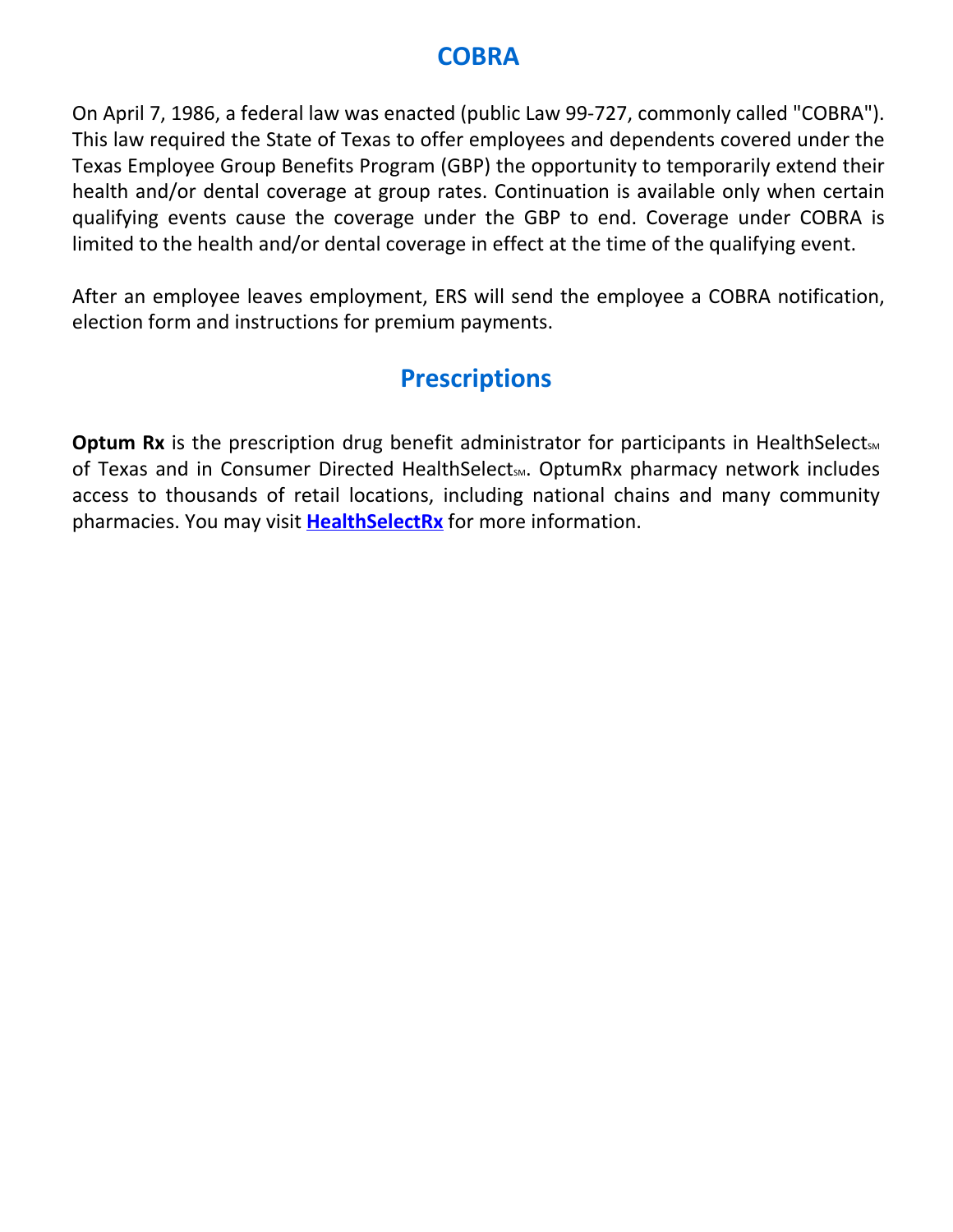## COBRA

On April 7, 1986, a federal law was enacted (public Law 99-727, commonly called "COBRA"). This law required the State of Texas to offer employees and dependents covered under the Texas Employee Group Benefits Program (GBP) the opportunity to temporarily extend their health and/or dental coverage at group rates. Continuation is available only when certain qualifying events cause the coverage under the GBP to end. Coverage under COBRA is limited to the health and/or dental coverage in effect at the time of the qualifying event.

After an employee leaves employment, ERS will send the employee a COBRA notification, election form and instructions for premium payments.

## Prescriptions

**Optum Rx** is the prescription drug benefit administrator for participants in HealthSelect℠ of Texas and in Consumer Directed HealthSelect℠. OptumRx pharmacy network includes access to thousands of retail locations, including national chains and many community pharmacies. You may visit **HealthSelectRx** for more information.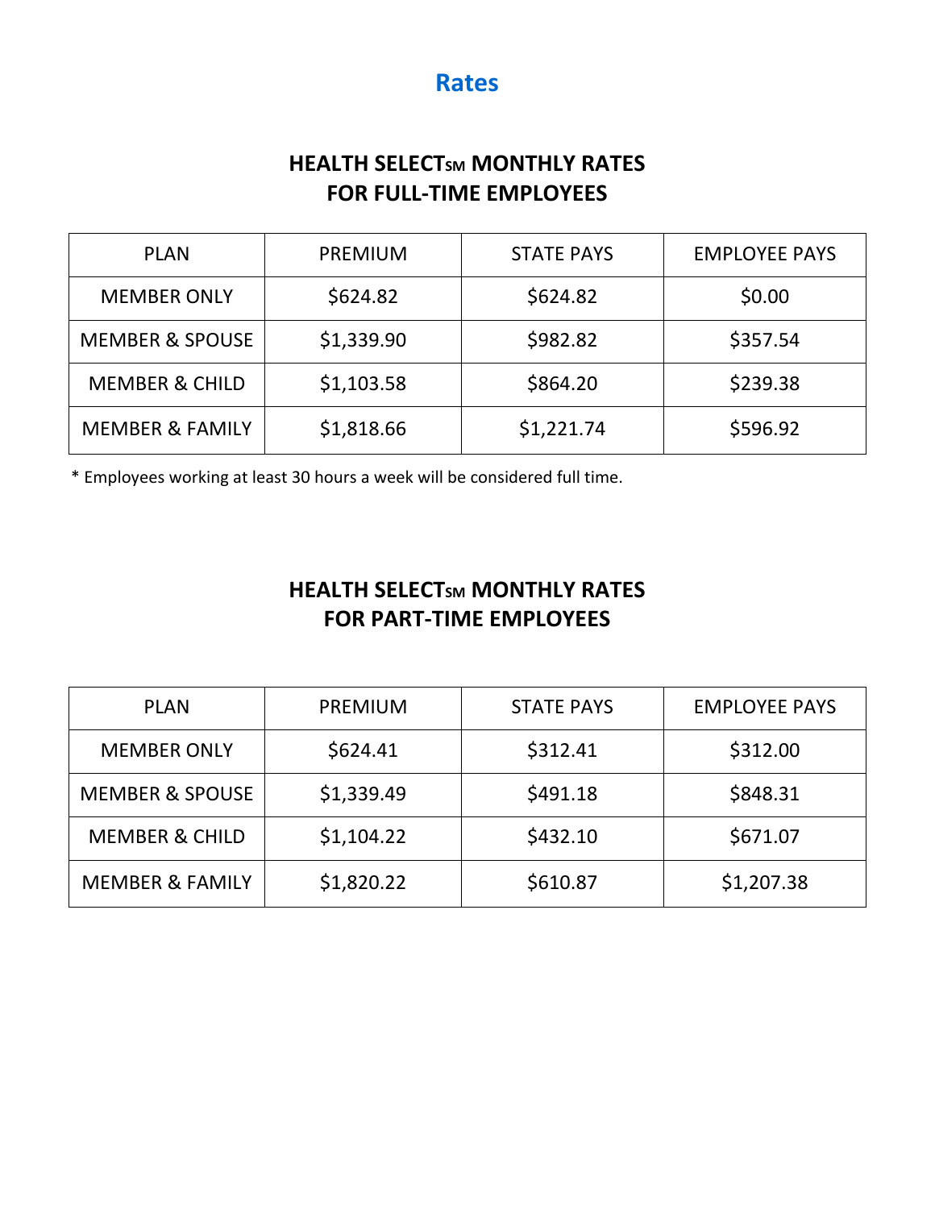# Rates

## HEALTH SELECT$_{SM}$ MONTHLY RATES FOR FULL-TIME EMPLOYEES

| PLAN | PREMIUM | STATE PAYS | EMPLOYEE PAYS |
|---|---|---|---|
| MEMBER ONLY | $624.82 | $624.82 | $0.00 |
| MEMBER & SPOUSE | $1,339.90 | $982.82 | $357.54 |
| MEMBER & CHILD | $1,103.58 | $864.20 | $239.38 |
| MEMBER & FAMILY | $1,818.66 | $1,221.74 | $596.92 |

* Employees working at least 30 hours a week will be considered full time.

## HEALTH SELECT$_{SM}$ MONTHLY RATES FOR PART-TIME EMPLOYEES

| PLAN | PREMIUM | STATE PAYS | EMPLOYEE PAYS |
|---|---|---|---|
| MEMBER ONLY | $624.41 | $312.41 | $312.00 |
| MEMBER & SPOUSE | $1,339.49 | $491.18 | $848.31 |
| MEMBER & CHILD | $1,104.22 | $432.10 | $671.07 |
| MEMBER & FAMILY | $1,820.22 | $610.87 | $1,207.38 |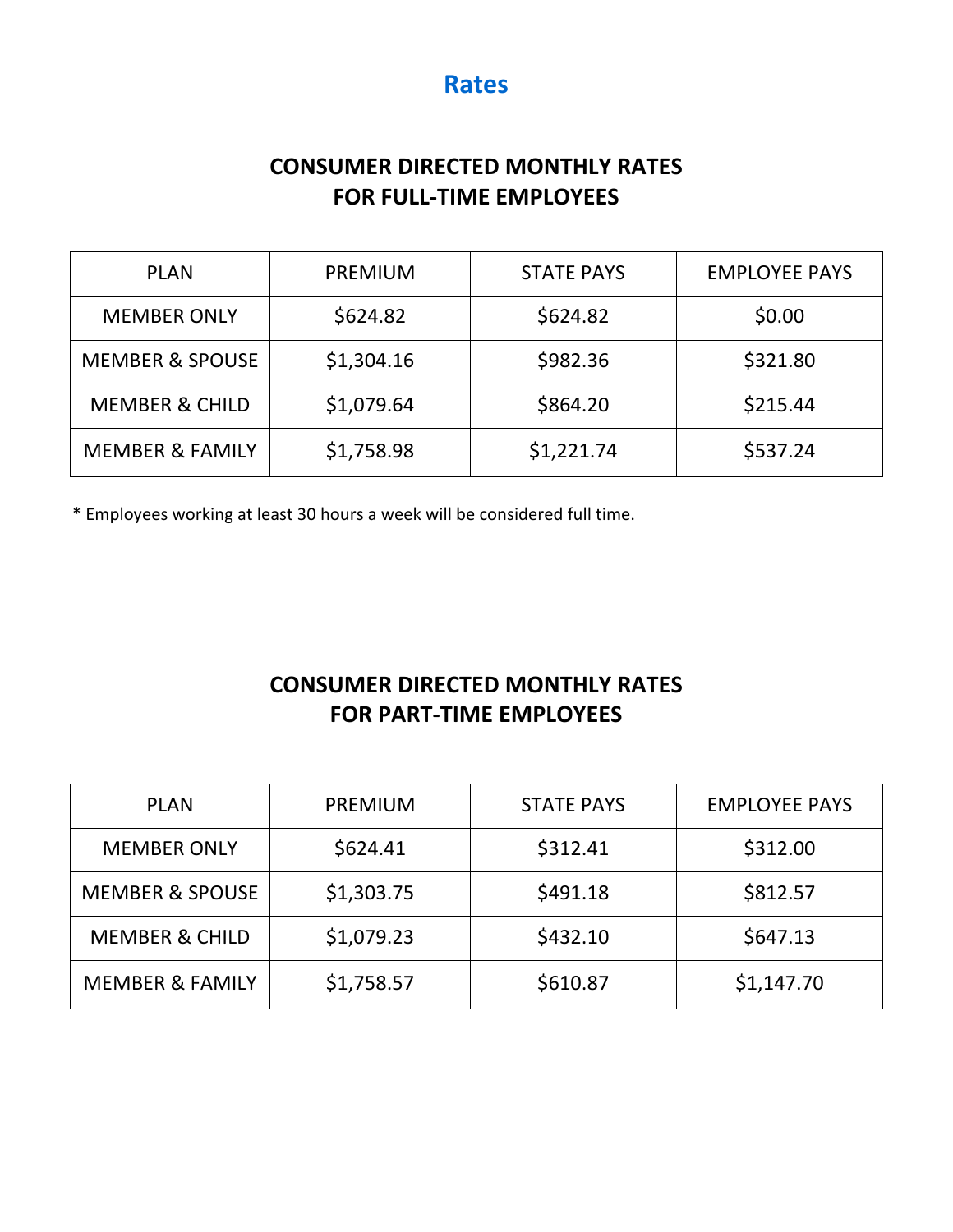# Rates

## CONSUMER DIRECTED MONTHLY RATES FOR FULL-TIME EMPLOYEES

| PLAN | PREMIUM | STATE PAYS | EMPLOYEE PAYS |
| --- | --- | --- | --- |
| MEMBER ONLY | $624.82 | $624.82 | $0.00 |
| MEMBER & SPOUSE | $1,304.16 | $982.36 | $321.80 |
| MEMBER & CHILD | $1,079.64 | $864.20 | $215.44 |
| MEMBER & FAMILY | $1,758.98 | $1,221.74 | $537.24 |

* Employees working at least 30 hours a week will be considered full time.

## CONSUMER DIRECTED MONTHLY RATES FOR PART-TIME EMPLOYEES

| PLAN | PREMIUM | STATE PAYS | EMPLOYEE PAYS |
| --- | --- | --- | --- |
| MEMBER ONLY | $624.41 | $312.41 | $312.00 |
| MEMBER & SPOUSE | $1,303.75 | $491.18 | $812.57 |
| MEMBER & CHILD | $1,079.23 | $432.10 | $647.13 |
| MEMBER & FAMILY | $1,758.57 | $610.87 | $1,147.70 |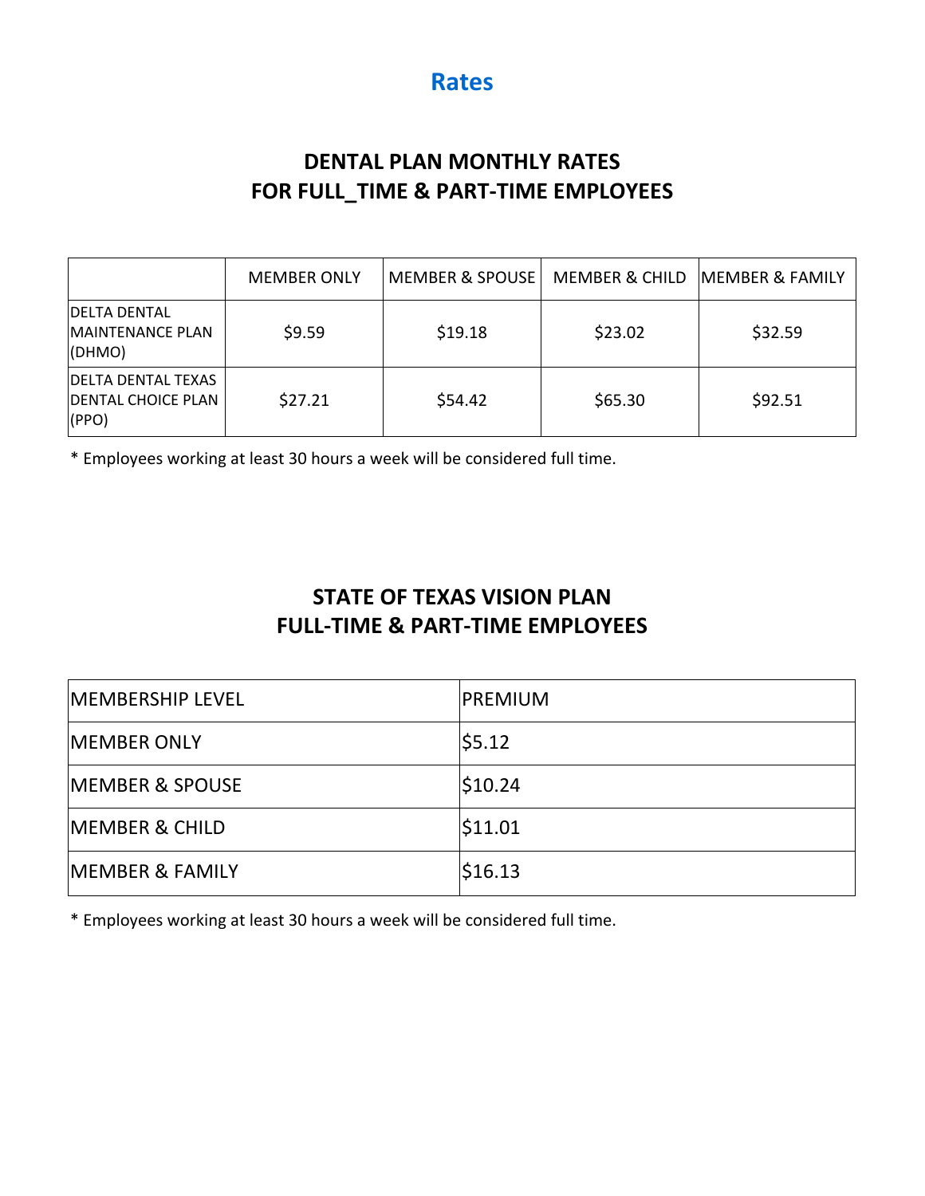# Rates

## DENTAL PLAN MONTHLY RATES FOR FULL_TIME & PART-TIME EMPLOYEES

| | MEMBER ONLY | MEMBER & SPOUSE | MEMBER & CHILD | MEMBER & FAMILY |
|---|---|---|---|---|
| DELTA DENTAL MAINTENANCE PLAN (DHMO) | $9.59 | $19.18 | $23.02 | $32.59 |
| DELTA DENTAL TEXAS DENTAL CHOICE PLAN (PPO) | $27.21 | $54.42 | $65.30 | $92.51 |

* Employees working at least 30 hours a week will be considered full time.

## STATE OF TEXAS VISION PLAN FULL-TIME & PART-TIME EMPLOYEES

| MEMBERSHIP LEVEL | PREMIUM |
|---|---|
| MEMBER ONLY | $5.12 |
| MEMBER & SPOUSE | $10.24 |
| MEMBER & CHILD | $11.01 |
| MEMBER & FAMILY | $16.13 |

* Employees working at least 30 hours a week will be considered full time.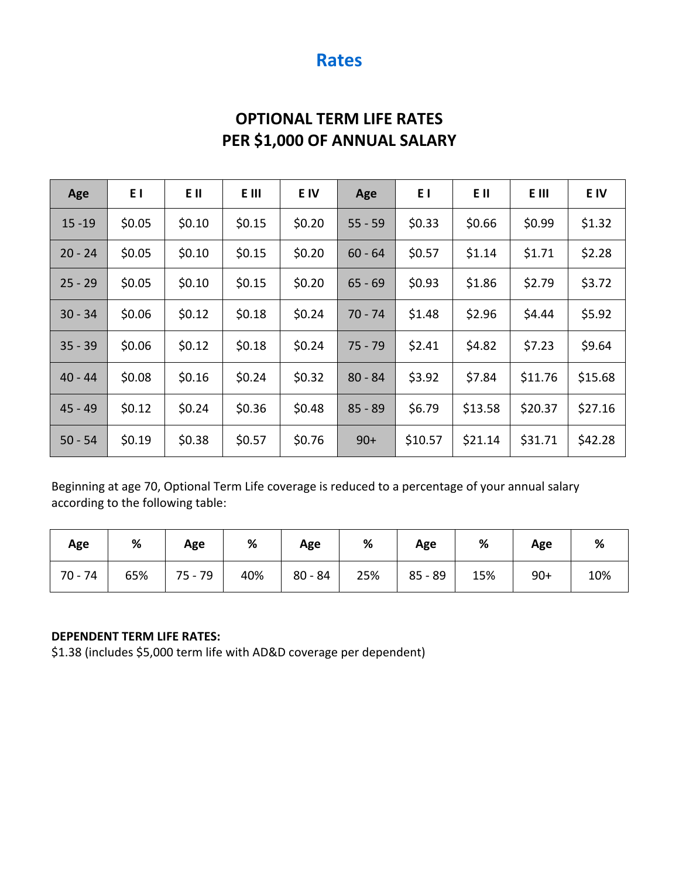# Rates

## OPTIONAL TERM LIFE RATES PER $1,000 OF ANNUAL SALARY

| Age | E I | E II | E III | E IV | Age | E I | E II | E III | E IV |
|---|---|---|---|---|---|---|---|---|---|
| 15 -19 | $0.05 | $0.10 | $0.15 | $0.20 | 55 - 59 | $0.33 | $0.66 | $0.99 | $1.32 |
| 20 - 24 | $0.05 | $0.10 | $0.15 | $0.20 | 60 - 64 | $0.57 | $1.14 | $1.71 | $2.28 |
| 25 - 29 | $0.05 | $0.10 | $0.15 | $0.20 | 65 - 69 | $0.93 | $1.86 | $2.79 | $3.72 |
| 30 - 34 | $0.06 | $0.12 | $0.18 | $0.24 | 70 - 74 | $1.48 | $2.96 | $4.44 | $5.92 |
| 35 - 39 | $0.06 | $0.12 | $0.18 | $0.24 | 75 - 79 | $2.41 | $4.82 | $7.23 | $9.64 |
| 40 - 44 | $0.08 | $0.16 | $0.24 | $0.32 | 80 - 84 | $3.92 | $7.84 | $11.76 | $15.68 |
| 45 - 49 | $0.12 | $0.24 | $0.36 | $0.48 | 85 - 89 | $6.79 | $13.58 | $20.37 | $27.16 |
| 50 - 54 | $0.19 | $0.38 | $0.57 | $0.76 | 90+ | $10.57 | $21.14 | $31.71 | $42.28 |

Beginning at age 70, Optional Term Life coverage is reduced to a percentage of your annual salary according to the following table:

| Age | % | Age | % | Age | % | Age | % | Age | % |
|---|---|---|---|---|---|---|---|---|---|
| 70 - 74 | 65% | 75 - 79 | 40% | 80 - 84 | 25% | 85 - 89 | 15% | 90+ | 10% |

**DEPENDENT TERM LIFE RATES:**
$1.38 (includes $5,000 term life with AD&D coverage per dependent)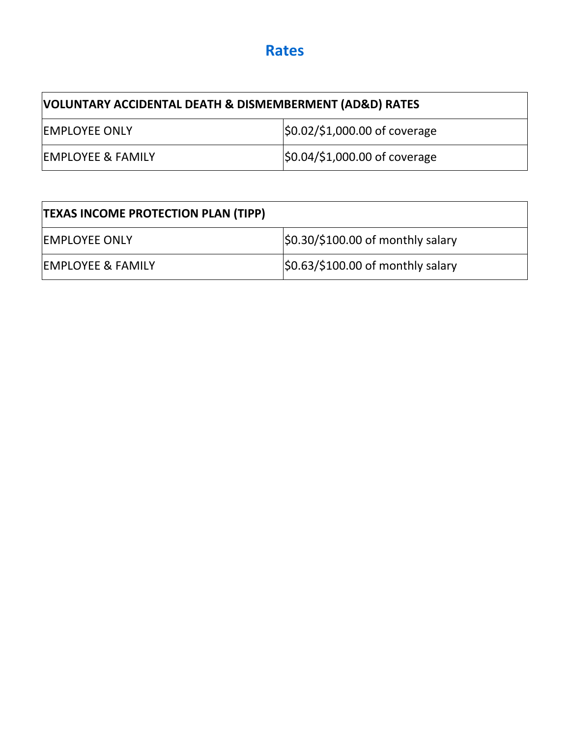## Rates

| VOLUNTARY ACCIDENTAL DEATH & DISMEMBERMENT (AD&D) RATES | |
|---|---|
| EMPLOYEE ONLY | $0.02/$1,000.00 of coverage |
| EMPLOYEE & FAMILY | $0.04/$1,000.00 of coverage |

| TEXAS INCOME PROTECTION PLAN (TIPP) | |
|---|---|
| EMPLOYEE ONLY | $0.30/$100.00 of monthly salary |
| EMPLOYEE & FAMILY | $0.63/$100.00 of monthly salary |